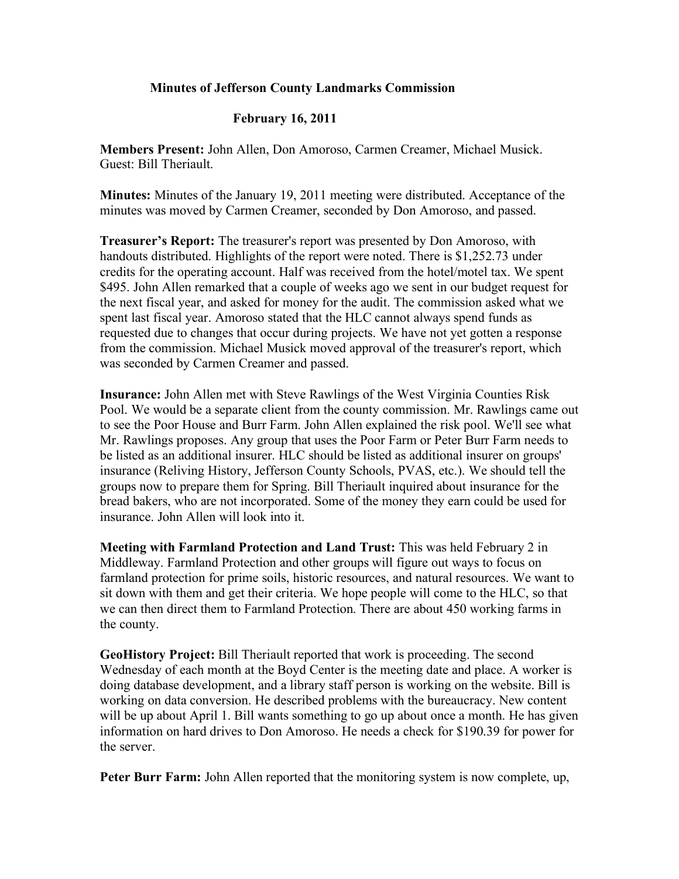# Minutes of Jefferson County Landmarks Commission

## February 16, 2011

**Members Present:** John Allen, Don Amoroso, Carmen Creamer, Michael Musick. Guest: Bill Theriault.

**Minutes:** Minutes of the January 19, 2011 meeting were distributed. Acceptance of the minutes was moved by Carmen Creamer, seconded by Don Amoroso, and passed.

**Treasurer's Report:** The treasurer's report was presented by Don Amoroso, with handouts distributed. Highlights of the report were noted. There is $1,252.73 under credits for the operating account. Half was received from the hotel/motel tax. We spent $495. John Allen remarked that a couple of weeks ago we sent in our budget request for the next fiscal year, and asked for money for the audit. The commission asked what we spent last fiscal year. Amoroso stated that the HLC cannot always spend funds as requested due to changes that occur during projects. We have not yet gotten a response from the commission. Michael Musick moved approval of the treasurer's report, which was seconded by Carmen Creamer and passed.

**Insurance:** John Allen met with Steve Rawlings of the West Virginia Counties Risk Pool. We would be a separate client from the county commission. Mr. Rawlings came out to see the Poor House and Burr Farm. John Allen explained the risk pool. We'll see what Mr. Rawlings proposes. Any group that uses the Poor Farm or Peter Burr Farm needs to be listed as an additional insurer. HLC should be listed as additional insurer on groups' insurance (Reliving History, Jefferson County Schools, PVAS, etc.). We should tell the groups now to prepare them for Spring. Bill Theriault inquired about insurance for the bread bakers, who are not incorporated. Some of the money they earn could be used for insurance. John Allen will look into it.

**Meeting with Farmland Protection and Land Trust:** This was held February 2 in Middleway. Farmland Protection and other groups will figure out ways to focus on farmland protection for prime soils, historic resources, and natural resources. We want to sit down with them and get their criteria. We hope people will come to the HLC, so that we can then direct them to Farmland Protection. There are about 450 working farms in the county.

**GeoHistory Project:** Bill Theriault reported that work is proceeding. The second Wednesday of each month at the Boyd Center is the meeting date and place. A worker is doing database development, and a library staff person is working on the website. Bill is working on data conversion. He described problems with the bureaucracy. New content will be up about April 1. Bill wants something to go up about once a month. He has given information on hard drives to Don Amoroso. He needs a check for $190.39 for power for the server.

**Peter Burr Farm:** John Allen reported that the monitoring system is now complete, up,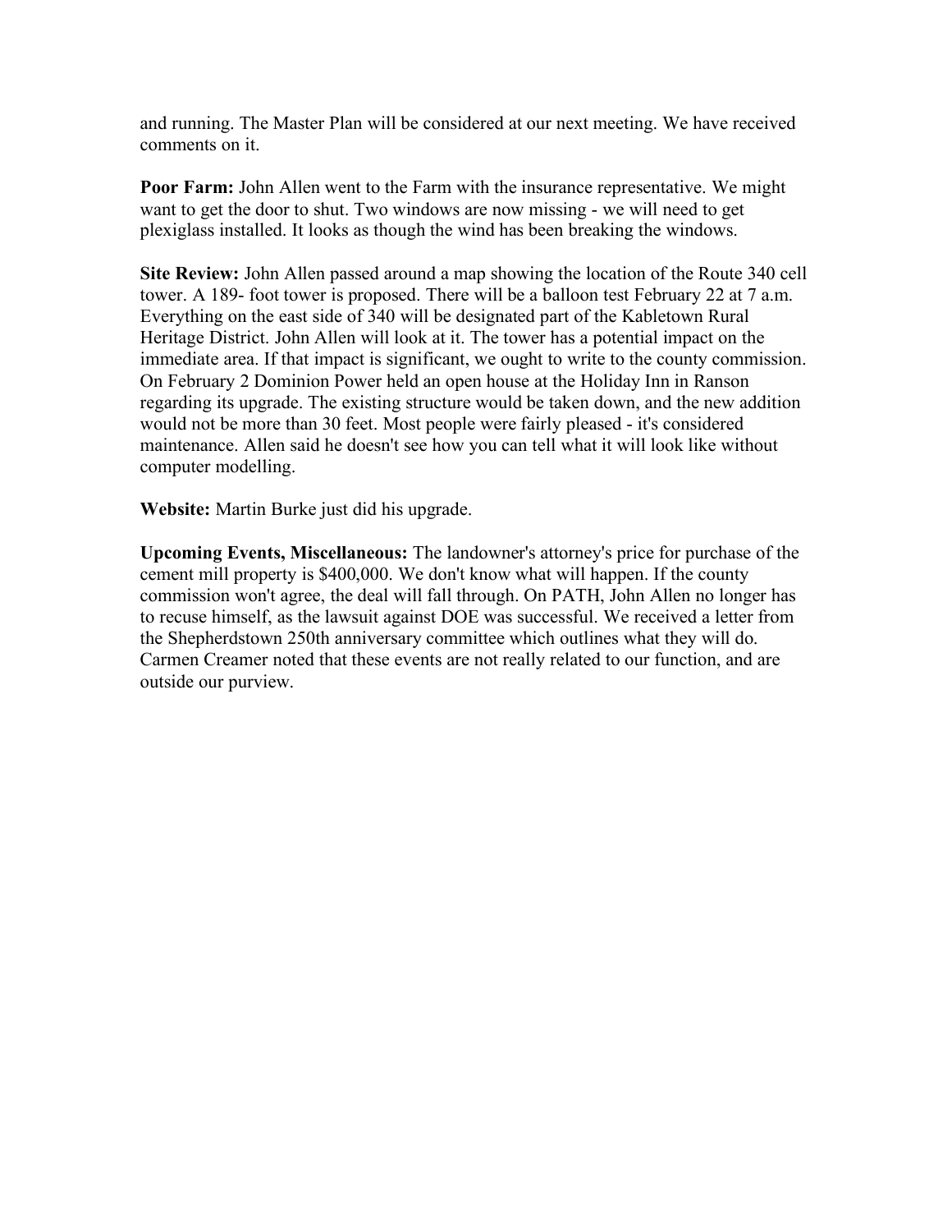and running. The Master Plan will be considered at our next meeting. We have received comments on it.

**Poor Farm:** John Allen went to the Farm with the insurance representative. We might want to get the door to shut. Two windows are now missing - we will need to get plexiglass installed. It looks as though the wind has been breaking the windows.

**Site Review:** John Allen passed around a map showing the location of the Route 340 cell tower. A 189- foot tower is proposed. There will be a balloon test February 22 at 7 a.m. Everything on the east side of 340 will be designated part of the Kabletown Rural Heritage District. John Allen will look at it. The tower has a potential impact on the immediate area. If that impact is significant, we ought to write to the county commission. On February 2 Dominion Power held an open house at the Holiday Inn in Ranson regarding its upgrade. The existing structure would be taken down, and the new addition would not be more than 30 feet. Most people were fairly pleased - it's considered maintenance. Allen said he doesn't see how you can tell what it will look like without computer modelling.

**Website:** Martin Burke just did his upgrade.

**Upcoming Events, Miscellaneous:** The landowner's attorney's price for purchase of the cement mill property is $400,000. We don't know what will happen. If the county commission won't agree, the deal will fall through. On PATH, John Allen no longer has to recuse himself, as the lawsuit against DOE was successful. We received a letter from the Shepherdstown 250th anniversary committee which outlines what they will do. Carmen Creamer noted that these events are not really related to our function, and are outside our purview.